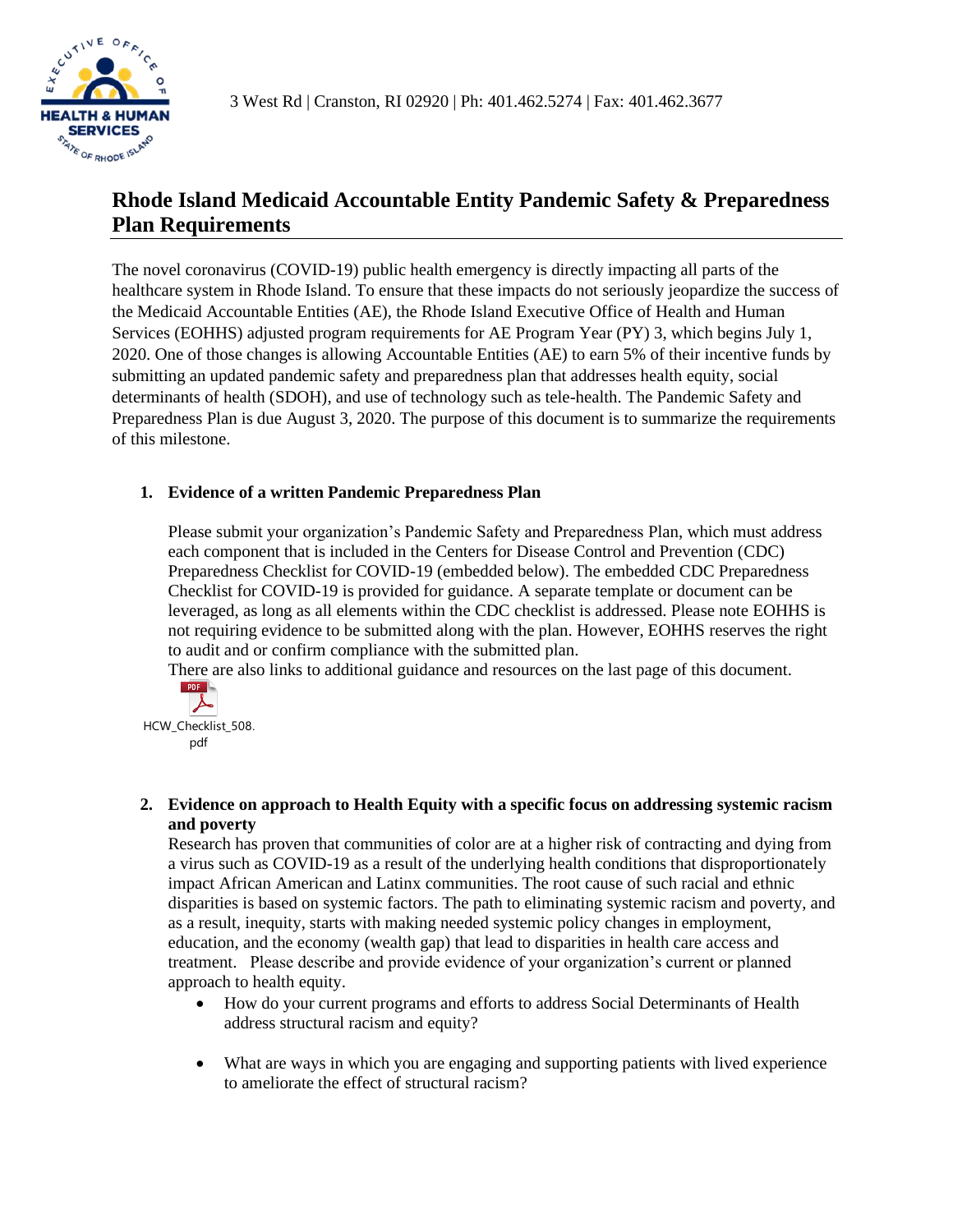3 West Rd | Cranston, RI 02920 | Ph: 401.462.5274 | Fax: 401.462.3677

# Rhode Island Medicaid Accountable Entity Pandemic Safety & Preparedness Plan Requirements

The novel coronavirus (COVID-19) public health emergency is directly impacting all parts of the healthcare system in Rhode Island. To ensure that these impacts do not seriously jeopardize the success of the Medicaid Accountable Entities (AE), the Rhode Island Executive Office of Health and Human Services (EOHHS) adjusted program requirements for AE Program Year (PY) 3, which begins July 1, 2020. One of those changes is allowing Accountable Entities (AE) to earn 5% of their incentive funds by submitting an updated pandemic safety and preparedness plan that addresses health equity, social determinants of health (SDOH), and use of technology such as tele-health. The Pandemic Safety and Preparedness Plan is due August 3, 2020. The purpose of this document is to summarize the requirements of this milestone.

1. **Evidence of a written Pandemic Preparedness Plan**

   Please submit your organization's Pandemic Safety and Preparedness Plan, which must address each component that is included in the Centers for Disease Control and Prevention (CDC) Preparedness Checklist for COVID-19 (embedded below). The embedded CDC Preparedness Checklist for COVID-19 is provided for guidance. A separate template or document can be leveraged, as long as all elements within the CDC checklist is addressed. Please note EOHHS is not requiring evidence to be submitted along with the plan. However, EOHHS reserves the right to audit and or confirm compliance with the submitted plan.
   There are also links to additional guidance and resources on the last page of this document.

   HCW_Checklist_508.pdf

2. **Evidence on approach to Health Equity with a specific focus on addressing systemic racism and poverty**
   Research has proven that communities of color are at a higher risk of contracting and dying from a virus such as COVID-19 as a result of the underlying health conditions that disproportionately impact African American and Latinx communities. The root cause of such racial and ethnic disparities is based on systemic factors. The path to eliminating systemic racism and poverty, and as a result, inequity, starts with making needed systemic policy changes in employment, education, and the economy (wealth gap) that lead to disparities in health care access and treatment. Please describe and provide evidence of your organization's current or planned approach to health equity.
   - How do your current programs and efforts to address Social Determinants of Health address structural racism and equity?
   - What are ways in which you are engaging and supporting patients with lived experience to ameliorate the effect of structural racism?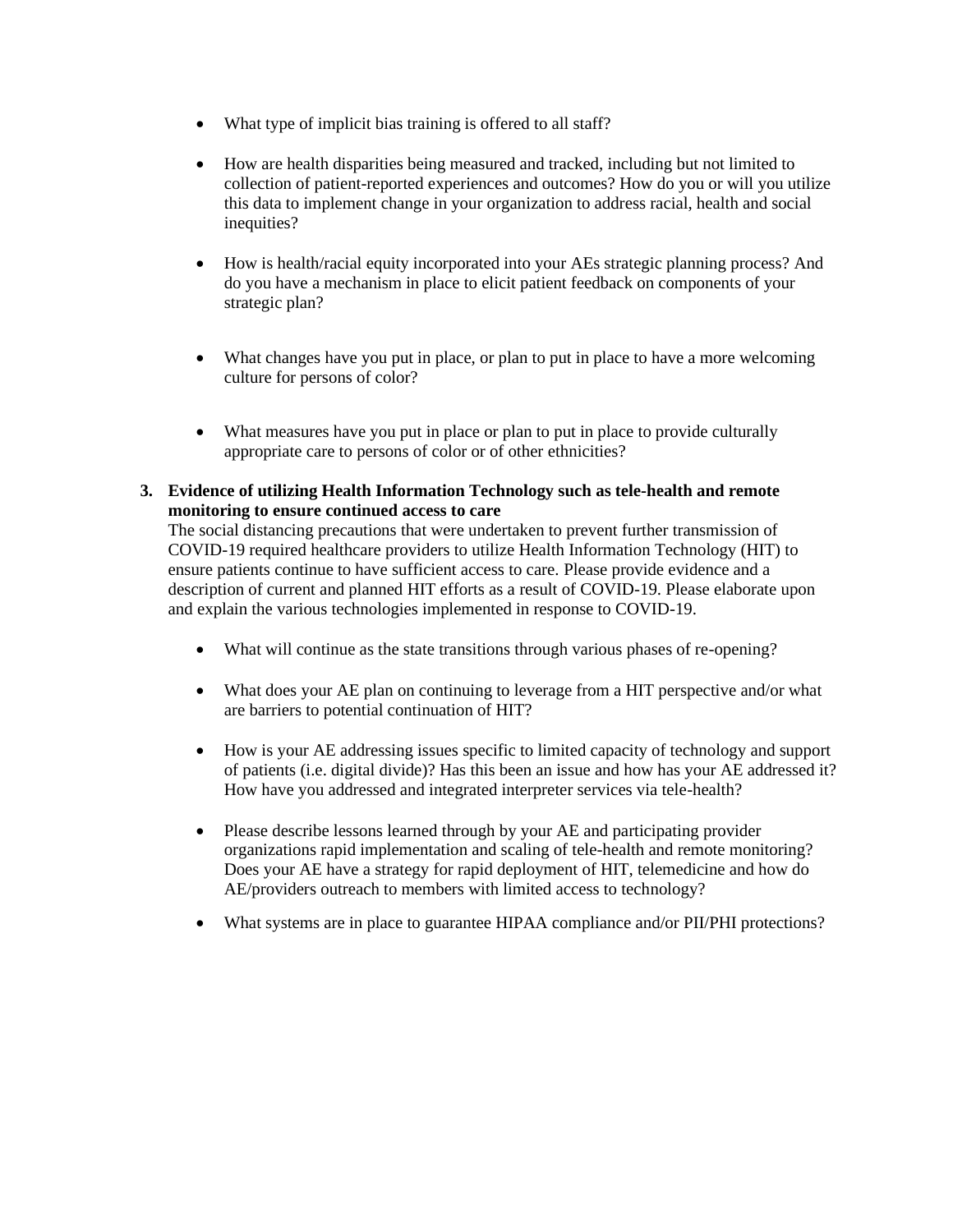- What type of implicit bias training is offered to all staff?

- How are health disparities being measured and tracked, including but not limited to collection of patient-reported experiences and outcomes? How do you or will you utilize this data to implement change in your organization to address racial, health and social inequities?

- How is health/racial equity incorporated into your AEs strategic planning process? And do you have a mechanism in place to elicit patient feedback on components of your strategic plan?

- What changes have you put in place, or plan to put in place to have a more welcoming culture for persons of color?

- What measures have you put in place or plan to put in place to provide culturally appropriate care to persons of color or of other ethnicities?

3. **Evidence of utilizing Health Information Technology such as tele-health and remote monitoring to ensure continued access to care**

   The social distancing precautions that were undertaken to prevent further transmission of COVID-19 required healthcare providers to utilize Health Information Technology (HIT) to ensure patients continue to have sufficient access to care. Please provide evidence and a description of current and planned HIT efforts as a result of COVID-19. Please elaborate upon and explain the various technologies implemented in response to COVID-19.

   - What will continue as the state transitions through various phases of re-opening?

   - What does your AE plan on continuing to leverage from a HIT perspective and/or what are barriers to potential continuation of HIT?

   - How is your AE addressing issues specific to limited capacity of technology and support of patients (i.e. digital divide)? Has this been an issue and how has your AE addressed it? How have you addressed and integrated interpreter services via tele-health?

   - Please describe lessons learned through by your AE and participating provider organizations rapid implementation and scaling of tele-health and remote monitoring? Does your AE have a strategy for rapid deployment of HIT, telemedicine and how do AE/providers outreach to members with limited access to technology?

   - What systems are in place to guarantee HIPAA compliance and/or PII/PHI protections?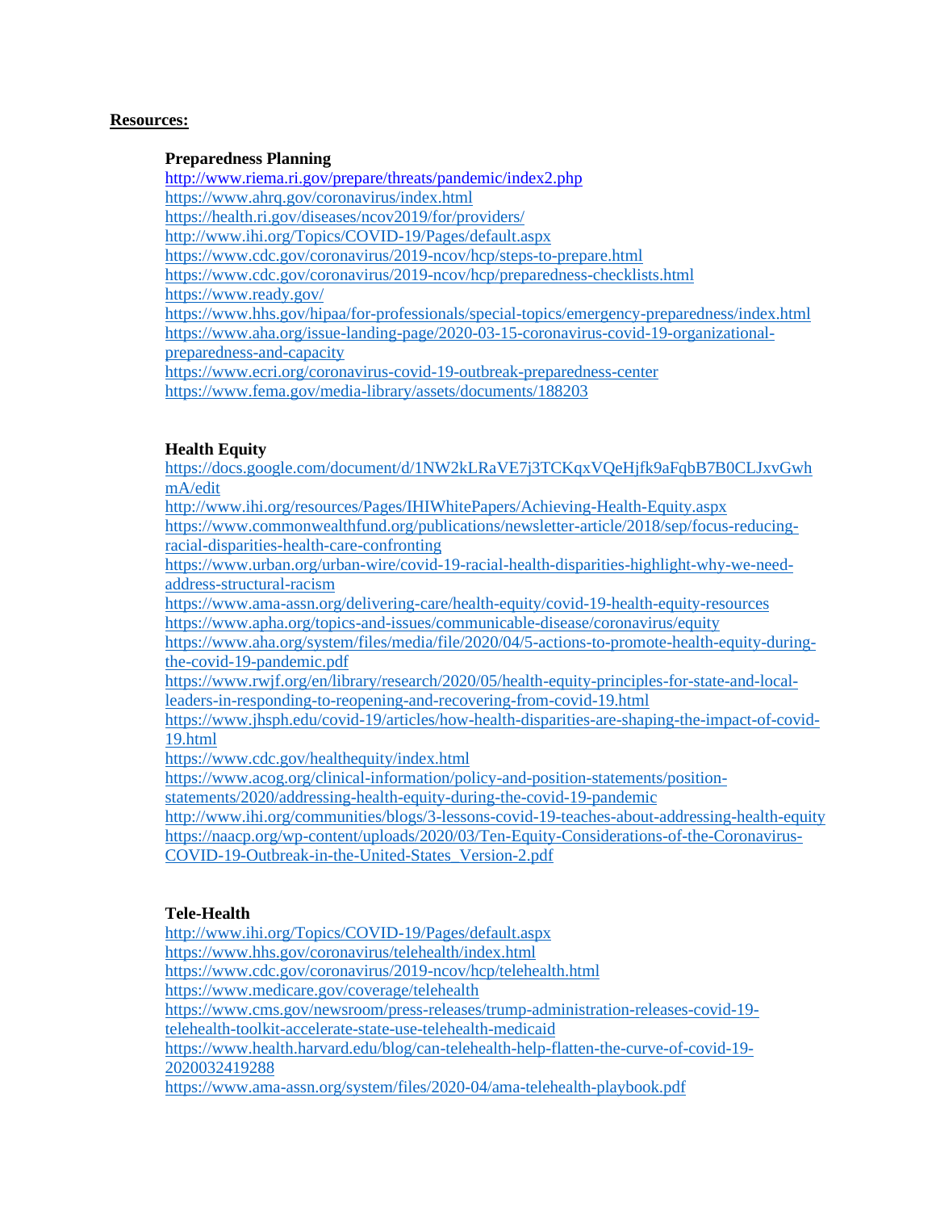**Resources:**

**Preparedness Planning**

http://www.riema.ri.gov/prepare/threats/pandemic/index2.php
https://www.ahrq.gov/coronavirus/index.html
https://health.ri.gov/diseases/ncov2019/for/providers/
http://www.ihi.org/Topics/COVID-19/Pages/default.aspx
https://www.cdc.gov/coronavirus/2019-ncov/hcp/steps-to-prepare.html
https://www.cdc.gov/coronavirus/2019-ncov/hcp/preparedness-checklists.html
https://www.ready.gov/
https://www.hhs.gov/hipaa/for-professionals/special-topics/emergency-preparedness/index.html
https://www.aha.org/issue-landing-page/2020-03-15-coronavirus-covid-19-organizational-preparedness-and-capacity
https://www.ecri.org/coronavirus-covid-19-outbreak-preparedness-center
https://www.fema.gov/media-library/assets/documents/188203

**Health Equity**

https://docs.google.com/document/d/1NW2kLRaVE7j3TCKqxVQeHjfk9aFqbB7B0CLJxvGwhmA/edit
http://www.ihi.org/resources/Pages/IHIWhitePapers/Achieving-Health-Equity.aspx
https://www.commonwealthfund.org/publications/newsletter-article/2018/sep/focus-reducing-racial-disparities-health-care-confronting
https://www.urban.org/urban-wire/covid-19-racial-health-disparities-highlight-why-we-need-address-structural-racism
https://www.ama-assn.org/delivering-care/health-equity/covid-19-health-equity-resources
https://www.apha.org/topics-and-issues/communicable-disease/coronavirus/equity
https://www.aha.org/system/files/media/file/2020/04/5-actions-to-promote-health-equity-during-the-covid-19-pandemic.pdf
https://www.rwjf.org/en/library/research/2020/05/health-equity-principles-for-state-and-local-leaders-in-responding-to-reopening-and-recovering-from-covid-19.html
https://www.jhsph.edu/covid-19/articles/how-health-disparities-are-shaping-the-impact-of-covid-19.html
https://www.cdc.gov/healthequity/index.html
https://www.acog.org/clinical-information/policy-and-position-statements/position-statements/2020/addressing-health-equity-during-the-covid-19-pandemic
http://www.ihi.org/communities/blogs/3-lessons-covid-19-teaches-about-addressing-health-equity
https://naacp.org/wp-content/uploads/2020/03/Ten-Equity-Considerations-of-the-Coronavirus-COVID-19-Outbreak-in-the-United-States_Version-2.pdf

**Tele-Health**

http://www.ihi.org/Topics/COVID-19/Pages/default.aspx
https://www.hhs.gov/coronavirus/telehealth/index.html
https://www.cdc.gov/coronavirus/2019-ncov/hcp/telehealth.html
https://www.medicare.gov/coverage/telehealth
https://www.cms.gov/newsroom/press-releases/trump-administration-releases-covid-19-telehealth-toolkit-accelerate-state-use-telehealth-medicaid
https://www.health.harvard.edu/blog/can-telehealth-help-flatten-the-curve-of-covid-19-2020032419288
https://www.ama-assn.org/system/files/2020-04/ama-telehealth-playbook.pdf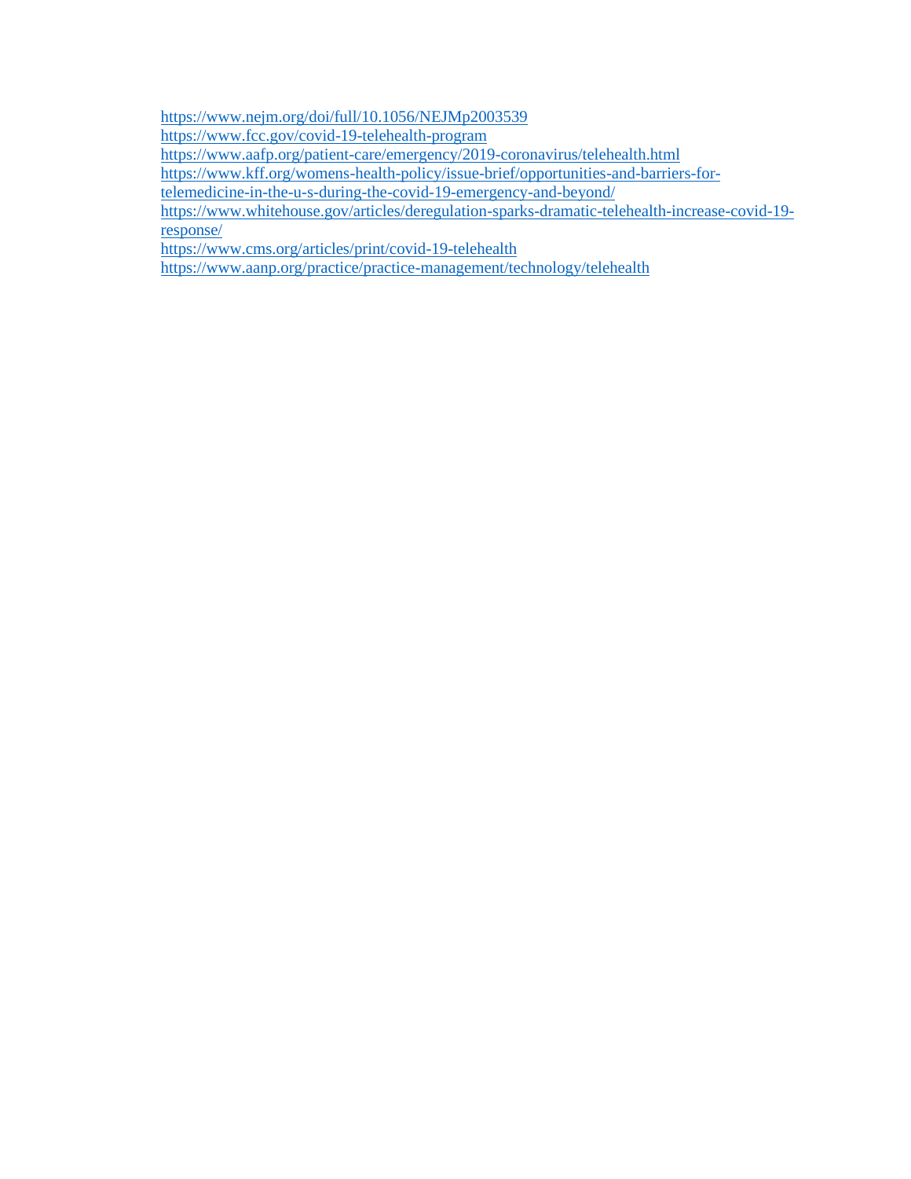https://www.nejm.org/doi/full/10.1056/NEJMp2003539
https://www.fcc.gov/covid-19-telehealth-program
https://www.aafp.org/patient-care/emergency/2019-coronavirus/telehealth.html
https://www.kff.org/womens-health-policy/issue-brief/opportunities-and-barriers-for-telemedicine-in-the-u-s-during-the-covid-19-emergency-and-beyond/
https://www.whitehouse.gov/articles/deregulation-sparks-dramatic-telehealth-increase-covid-19-response/
https://www.cms.org/articles/print/covid-19-telehealth
https://www.aanp.org/practice/practice-management/technology/telehealth